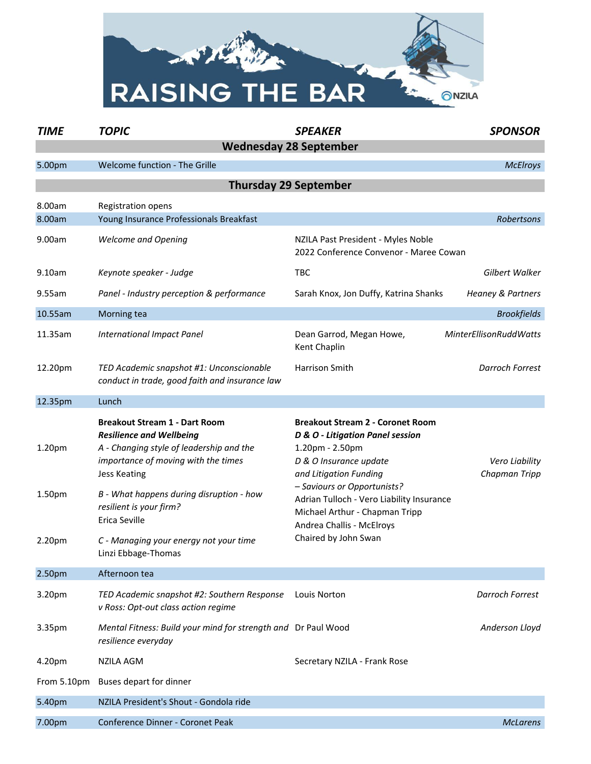# RAISING THE BAR

NZILA

| *TIME* | *TOPIC* | *SPEAKER* | *SPONSOR* |
|---|---|---|---|
| | **Wednesday 28 September** | | |
| 5.00pm | Welcome function - The Grille | | *McElroys* |
| | **Thursday 29 September** | | |
| 8.00am | Registration opens | | |
| 8.00am | Young Insurance Professionals Breakfast | | *Robertsons* |
| 9.00am | *Welcome and Opening* | NZILA Past President - Myles Noble<br>2022 Conference Convenor - Maree Cowan | |
| 9.10am | *Keynote speaker - Judge* | TBC | *Gilbert Walker* |
| 9.55am | *Panel - Industry perception & performance* | Sarah Knox, Jon Duffy, Katrina Shanks | *Heaney & Partners* |
| 10.55am | Morning tea | | *Brookfields* |
| 11.35am | *International Impact Panel* | Dean Garrod, Megan Howe, Kent Chaplin | *MinterEllisonRuddWatts* |
| 12.20pm | *TED Academic snapshot #1: Unconscionable conduct in trade, good faith and insurance law* | Harrison Smith | *Darroch Forrest* |
| 12.35pm | Lunch | | |
| | **Breakout Stream 1 - Dart Room**<br>***Resilience and Wellbeing*** | **Breakout Stream 2 - Coronet Room**<br>***D & O - Litigation Panel session***<br>1.20pm - 2.50pm<br>*D & O Insurance update and Litigation Funding – Saviours or Opportunists?*<br>Adrian Tulloch - Vero Liability Insurance<br>Michael Arthur - Chapman Tripp<br>Andrea Challis - McElroys<br>Chaired by John Swan | *Vero Liability*<br>*Chapman Tripp* |
| 1.20pm | *A - Changing style of leadership and the importance of moving with the times*<br>Jess Keating | | |
| 1.50pm | *B - What happens during disruption - how resilient is your firm?*<br>Erica Seville | | |
| 2.20pm | *C - Managing your energy not your time*<br>Linzi Ebbage-Thomas | | |
| 2.50pm | Afternoon tea | | |
| 3.20pm | *TED Academic snapshot #2: Southern Response v Ross: Opt-out class action regime* | Louis Norton | *Darroch Forrest* |
| 3.35pm | *Mental Fitness: Build your mind for strength and resilience everyday* | Dr Paul Wood | *Anderson Lloyd* |
| 4.20pm | NZILA AGM | Secretary NZILA - Frank Rose | |
| From 5.10pm | Buses depart for dinner | | |
| 5.40pm | NZILA President's Shout - Gondola ride | | |
| 7.00pm | Conference Dinner - Coronet Peak | | *McLarens* |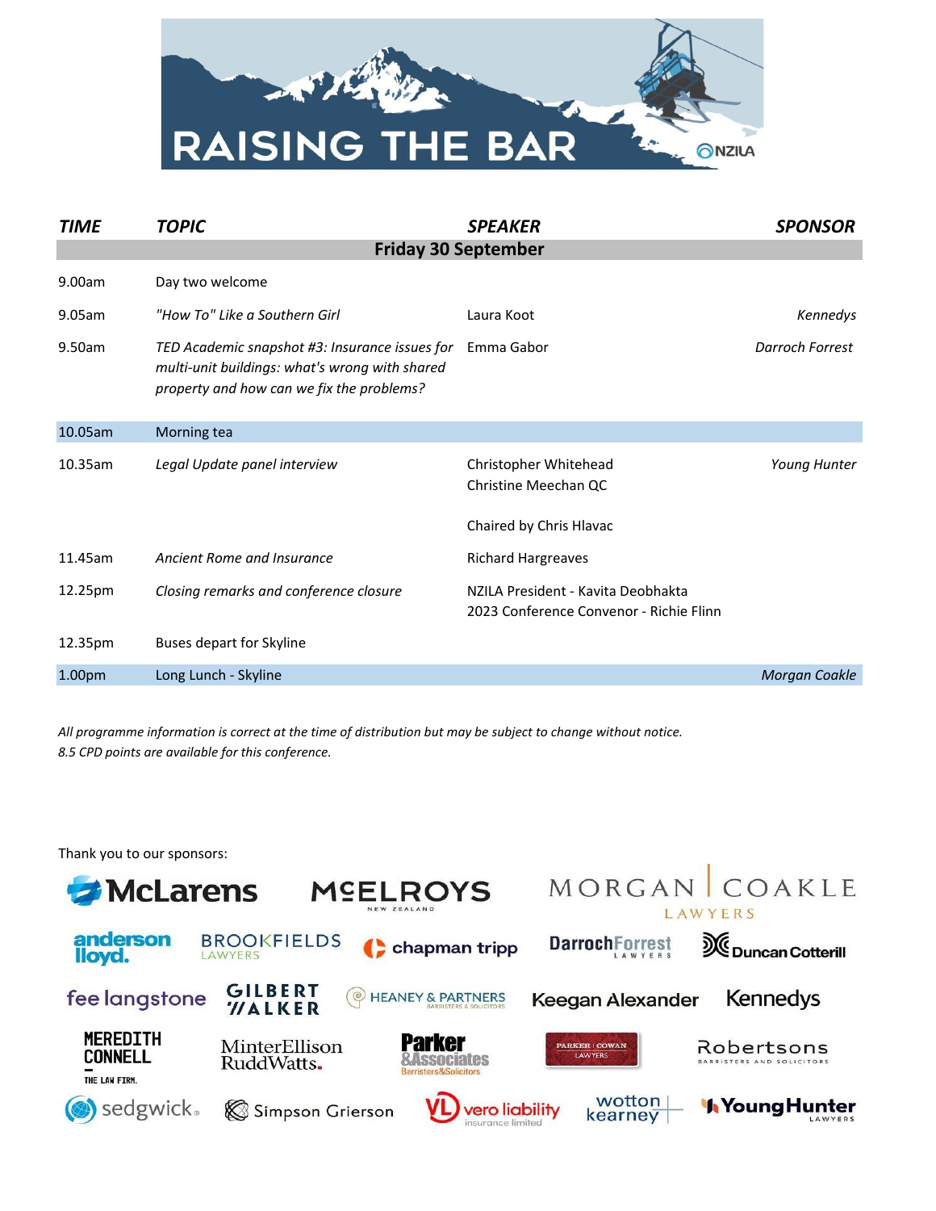# RAISING THE BAR

NZILA

| *TIME* | *TOPIC* | *SPEAKER* | *SPONSOR* |
| --- | --- | --- | --- |
| **Friday 30 September** | | | |
| 9.00am | Day two welcome | | |
| 9.05am | *"How To" Like a Southern Girl* | Laura Koot | *Kennedys* |
| 9.50am | *TED Academic snapshot #3: Insurance issues for multi-unit buildings: what's wrong with shared property and how can we fix the problems?* | Emma Gabor | *Darroch Forrest* |
| 10.05am | Morning tea | | |
| 10.35am | *Legal Update panel interview* | Christopher Whitehead<br>Christine Meechan QC<br><br>Chaired by Chris Hlavac | *Young Hunter* |
| 11.45am | *Ancient Rome and Insurance* | Richard Hargreaves | |
| 12.25pm | *Closing remarks and conference closure* | NZILA President - Kavita Deobhakta<br>2023 Conference Convenor - Richie Flinn | |
| 12.35pm | Buses depart for Skyline | | |
| 1.00pm | Long Lunch - Skyline | | *Morgan Coakle* |

*All programme information is correct at the time of distribution but may be subject to change without notice.*
*8.5 CPD points are available for this conference.*

Thank you to our sponsors:

McLarens, McElroys New Zealand, Morgan Coakle Lawyers, Anderson Lloyd, Brookfields Lawyers, Chapman Tripp, Darroch Forrest Lawyers, Duncan Cotterill, Fee Langstone, Gilbert Walker, Heaney & Partners Barristers & Solicitors, Keegan Alexander, Kennedys, Meredith Connell The Law Firm, MinterEllison RuddWatts, Parker & Associates Barristers & Solicitors, Parker Cowan Lawyers, Robertsons Barristers and Solicitors, Sedgwick, Simpson Grierson, Vero Liability Insurance Limited, Wotton Kearney, Young Hunter Lawyers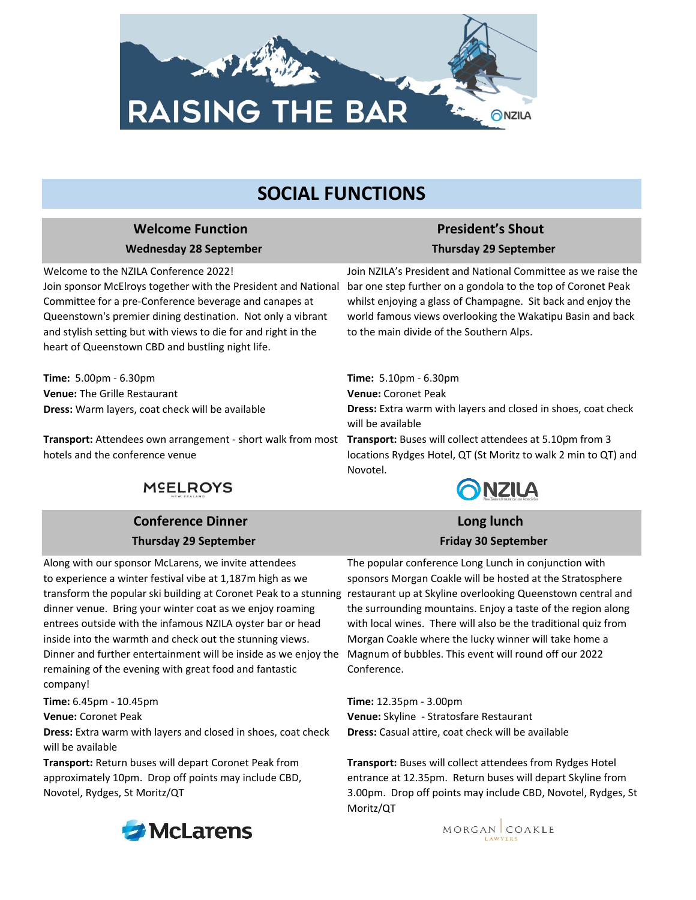# RAISING THE BAR

NZILA

## SOCIAL FUNCTIONS

### Welcome Function

**Wednesday 28 September**

Welcome to the NZILA Conference 2022!
Join sponsor McElroys together with the President and National Committee for a pre-Conference beverage and canapes at Queenstown's premier dining destination. Not only a vibrant and stylish setting but with views to die for and right in the heart of Queenstown CBD and bustling night life.

**Time:** 5.00pm - 6.30pm
**Venue:** The Grille Restaurant
**Dress:** Warm layers, coat check will be available

**Transport:** Attendees own arrangement - short walk from most hotels and the conference venue

MCELROYS

### President's Shout

**Thursday 29 September**

Join NZILA's President and National Committee as we raise the bar one step further on a gondola to the top of Coronet Peak whilst enjoying a glass of Champagne. Sit back and enjoy the world famous views overlooking the Wakatipu Basin and back to the main divide of the Southern Alps.

**Time:** 5.10pm - 6.30pm
**Venue:** Coronet Peak
**Dress:** Extra warm with layers and closed in shoes, coat check will be available
**Transport:** Buses will collect attendees at 5.10pm from 3 locations Rydges Hotel, QT (St Moritz to walk 2 min to QT) and Novotel.

NZILA

### Conference Dinner

**Thursday 29 September**

Along with our sponsor McLarens, we invite attendees to experience a winter festival vibe at 1,187m high as we transform the popular ski building at Coronet Peak to a stunning dinner venue. Bring your winter coat as we enjoy roaming entrees outside with the infamous NZILA oyster bar or head inside into the warmth and check out the stunning views. Dinner and further entertainment will be inside as we enjoy the remaining of the evening with great food and fantastic company!

**Time:** 6.45pm - 10.45pm
**Venue:** Coronet Peak
**Dress:** Extra warm with layers and closed in shoes, coat check will be available
**Transport:** Return buses will depart Coronet Peak from approximately 10pm. Drop off points may include CBD, Novotel, Rydges, St Moritz/QT

McLarens

### Long lunch

**Friday 30 September**

The popular conference Long Lunch in conjunction with sponsors Morgan Coakle will be hosted at the Stratosphere restaurant up at Skyline overlooking Queenstown central and the surrounding mountains. Enjoy a taste of the region along with local wines. There will also be the traditional quiz from Morgan Coakle where the lucky winner will take home a Magnum of bubbles. This event will round off our 2022 Conference.

**Time:** 12.35pm - 3.00pm
**Venue:** Skyline - Stratosfare Restaurant
**Dress:** Casual attire, coat check will be available

**Transport:** Buses will collect attendees from Rydges Hotel entrance at 12.35pm. Return buses will depart Skyline from 3.00pm. Drop off points may include CBD, Novotel, Rydges, St Moritz/QT

MORGAN COAKLE LAWYERS